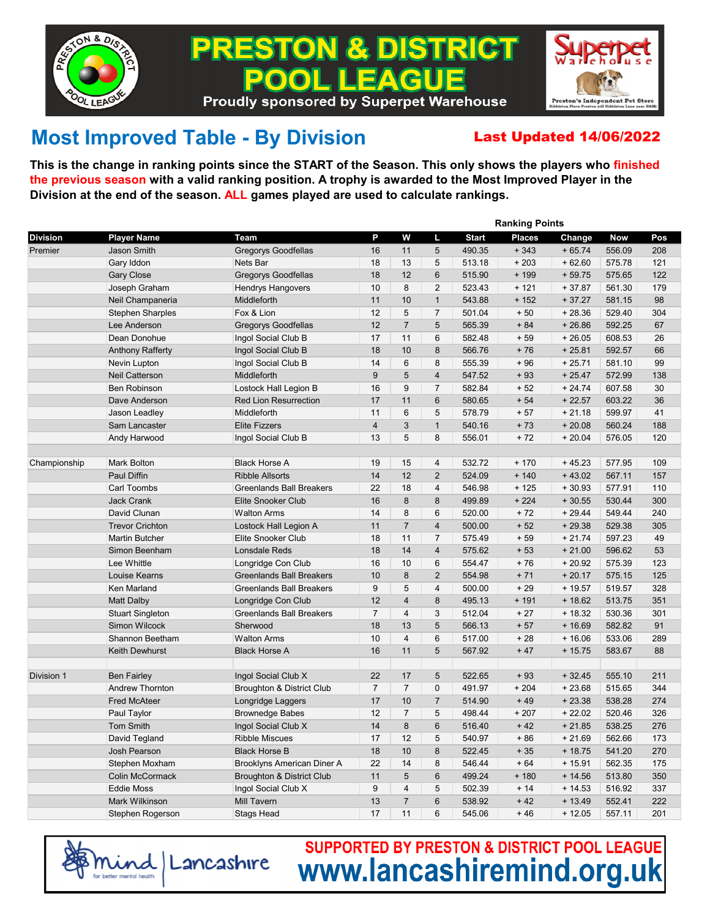# PRESTON & DISTRICT POOL LEAGUE

Proudly sponsored by Superpet Warehouse

## Most Improved Table - By Division

**Last Updated 14/06/2022**

**This is the change in ranking points since the START of the Season. This only shows the players who finished the previous season with a valid ranking position. A trophy is awarded to the Most Improved Player in the Division at the end of the season. ALL games played are used to calculate rankings.**

| Division | Player Name | Team | P | W | L | Ranking Points Start | Places | Change | Now | Pos |
|---|---|---|---|---|---|---|---|---|---|---|
| Premier | Jason Smith | Gregorys Goodfellas | 16 | 11 | 5 | 490.35 | + 343 | + 65.74 | 556.09 | 208 |
| | Gary Iddon | Nets Bar | 18 | 13 | 5 | 513.18 | + 203 | + 62.60 | 575.78 | 121 |
| | Gary Close | Gregorys Goodfellas | 18 | 12 | 6 | 515.90 | + 199 | + 59.75 | 575.65 | 122 |
| | Joseph Graham | Hendrys Hangovers | 10 | 8 | 2 | 523.43 | + 121 | + 37.87 | 561.30 | 179 |
| | Neil Champaneria | Middleforth | 11 | 10 | 1 | 543.88 | + 152 | + 37.27 | 581.15 | 98 |
| | Stephen Sharples | Fox & Lion | 12 | 5 | 7 | 501.04 | + 50 | + 28.36 | 529.40 | 304 |
| | Lee Anderson | Gregorys Goodfellas | 12 | 7 | 5 | 565.39 | + 84 | + 26.86 | 592.25 | 67 |
| | Dean Donohue | Ingol Social Club B | 17 | 11 | 6 | 582.48 | + 59 | + 26.05 | 608.53 | 26 |
| | Anthony Rafferty | Ingol Social Club B | 18 | 10 | 8 | 566.76 | + 76 | + 25.81 | 592.57 | 66 |
| | Nevin Lupton | Ingol Social Club B | 14 | 6 | 8 | 555.39 | + 96 | + 25.71 | 581.10 | 99 |
| | Neil Catterson | Middleforth | 9 | 5 | 4 | 547.52 | + 93 | + 25.47 | 572.99 | 138 |
| | Ben Robinson | Lostock Hall Legion B | 16 | 9 | 7 | 582.84 | + 52 | + 24.74 | 607.58 | 30 |
| | Dave Anderson | Red Lion Resurrection | 17 | 11 | 6 | 580.65 | + 54 | + 22.57 | 603.22 | 36 |
| | Jason Leadley | Middleforth | 11 | 6 | 5 | 578.79 | + 57 | + 21.18 | 599.97 | 41 |
| | Sam Lancaster | Elite Fizzers | 4 | 3 | 1 | 540.16 | + 73 | + 20.08 | 560.24 | 188 |
| | Andy Harwood | Ingol Social Club B | 13 | 5 | 8 | 556.01 | + 72 | + 20.04 | 576.05 | 120 |
| | | | | | | | | | | |
| Championship | Mark Bolton | Black Horse A | 19 | 15 | 4 | 532.72 | + 170 | + 45.23 | 577.95 | 109 |
| | Paul Diffin | Ribble Allsorts | 14 | 12 | 2 | 524.09 | + 140 | + 43.02 | 567.11 | 157 |
| | Carl Toombs | Greenlands Ball Breakers | 22 | 18 | 4 | 546.98 | + 125 | + 30.93 | 577.91 | 110 |
| | Jack Crank | Elite Snooker Club | 16 | 8 | 8 | 499.89 | + 224 | + 30.55 | 530.44 | 300 |
| | David Clunan | Walton Arms | 14 | 8 | 6 | 520.00 | + 72 | + 29.44 | 549.44 | 240 |
| | Trevor Crichton | Lostock Hall Legion A | 11 | 7 | 4 | 500.00 | + 52 | + 29.38 | 529.38 | 305 |
| | Martin Butcher | Elite Snooker Club | 18 | 11 | 7 | 575.49 | + 59 | + 21.74 | 597.23 | 49 |
| | Simon Beenham | Lonsdale Reds | 18 | 14 | 4 | 575.62 | + 53 | + 21.00 | 596.62 | 53 |
| | Lee Whittle | Longridge Con Club | 16 | 10 | 6 | 554.47 | + 76 | + 20.92 | 575.39 | 123 |
| | Louise Kearns | Greenlands Ball Breakers | 10 | 8 | 2 | 554.98 | + 71 | + 20.17 | 575.15 | 125 |
| | Ken Marland | Greenlands Ball Breakers | 9 | 5 | 4 | 500.00 | + 29 | + 19.57 | 519.57 | 328 |
| | Matt Dalby | Longridge Con Club | 12 | 4 | 8 | 495.13 | + 191 | + 18.62 | 513.75 | 351 |
| | Stuart Singleton | Greenlands Ball Breakers | 7 | 4 | 3 | 512.04 | + 27 | + 18.32 | 530.36 | 301 |
| | Simon Wilcock | Sherwood | 18 | 13 | 5 | 566.13 | + 57 | + 16.69 | 582.82 | 91 |
| | Shannon Beetham | Walton Arms | 10 | 4 | 6 | 517.00 | + 28 | + 16.06 | 533.06 | 289 |
| | Keith Dewhurst | Black Horse A | 16 | 11 | 5 | 567.92 | + 47 | + 15.75 | 583.67 | 88 |
| | | | | | | | | | | |
| Division 1 | Ben Fairley | Ingol Social Club X | 22 | 17 | 5 | 522.65 | + 93 | + 32.45 | 555.10 | 211 |
| | Andrew Thornton | Broughton & District Club | 7 | 7 | 0 | 491.97 | + 204 | + 23.68 | 515.65 | 344 |
| | Fred McAteer | Longridge Laggers | 17 | 10 | 7 | 514.90 | + 49 | + 23.38 | 538.28 | 274 |
| | Paul Taylor | Brownedge Babes | 12 | 7 | 5 | 498.44 | + 207 | + 22.02 | 520.46 | 326 |
| | Tom Smith | Ingol Social Club X | 14 | 8 | 6 | 516.40 | + 42 | + 21.85 | 538.25 | 276 |
| | David Tegland | Ribble Miscues | 17 | 12 | 5 | 540.97 | + 86 | + 21.69 | 562.66 | 173 |
| | Josh Pearson | Black Horse B | 18 | 10 | 8 | 522.45 | + 35 | + 18.75 | 541.20 | 270 |
| | Stephen Moxham | Brooklyns American Diner A | 22 | 14 | 8 | 546.44 | + 64 | + 15.91 | 562.35 | 175 |
| | Colin McCormack | Broughton & District Club | 11 | 5 | 6 | 499.24 | + 180 | + 14.56 | 513.80 | 350 |
| | Eddie Moss | Ingol Social Club X | 9 | 4 | 5 | 502.39 | + 14 | + 14.53 | 516.92 | 337 |
| | Mark Wilkinson | Mill Tavern | 13 | 7 | 6 | 538.92 | + 42 | + 13.49 | 552.41 | 222 |
| | Stephen Rogerson | Stags Head | 17 | 11 | 6 | 545.06 | + 46 | + 12.05 | 557.11 | 201 |

mind | Lancashire — for better mental health

**SUPPORTED BY PRESTON & DISTRICT POOL LEAGUE**

**www.lancashiremind.org.uk**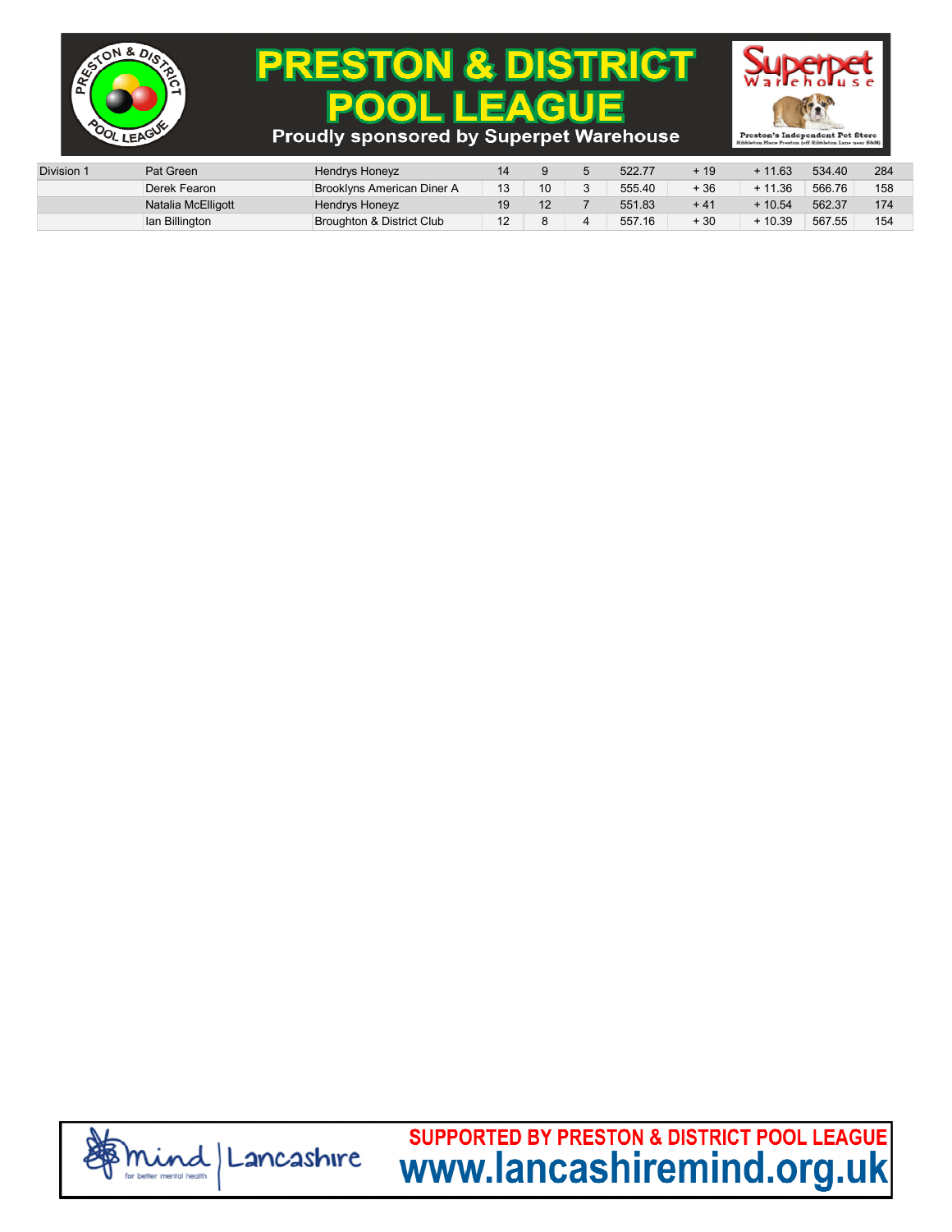# PRESTON & DISTRICT POOL LEAGUE

Proudly sponsored by Superpet Warehouse

Superpet Warehouse
Preston's Independent Pet Store
Ribbleton Place Preston (off Ribbleton Lane near B&M)

| | | | | | | | | | | |
|---|---|---|---|---|---|---|---|---|---|---|
| Division 1 | Pat Green | Hendrys Honeyz | 14 | 9 | 5 | 522.77 | + 19 | + 11.63 | 534.40 | 284 |
| | Derek Fearon | Brooklyns American Diner A | 13 | 10 | 3 | 555.40 | + 36 | + 11.36 | 566.76 | 158 |
| | Natalia McElligott | Hendrys Honeyz | 19 | 12 | 7 | 551.83 | + 41 | + 10.54 | 562.37 | 174 |
| | Ian Billington | Broughton & District Club | 12 | 8 | 4 | 557.16 | + 30 | + 10.39 | 567.55 | 154 |

Mind Lancashire
for better mental health

SUPPORTED BY PRESTON & DISTRICT POOL LEAGUE
www.lancashiremind.org.uk